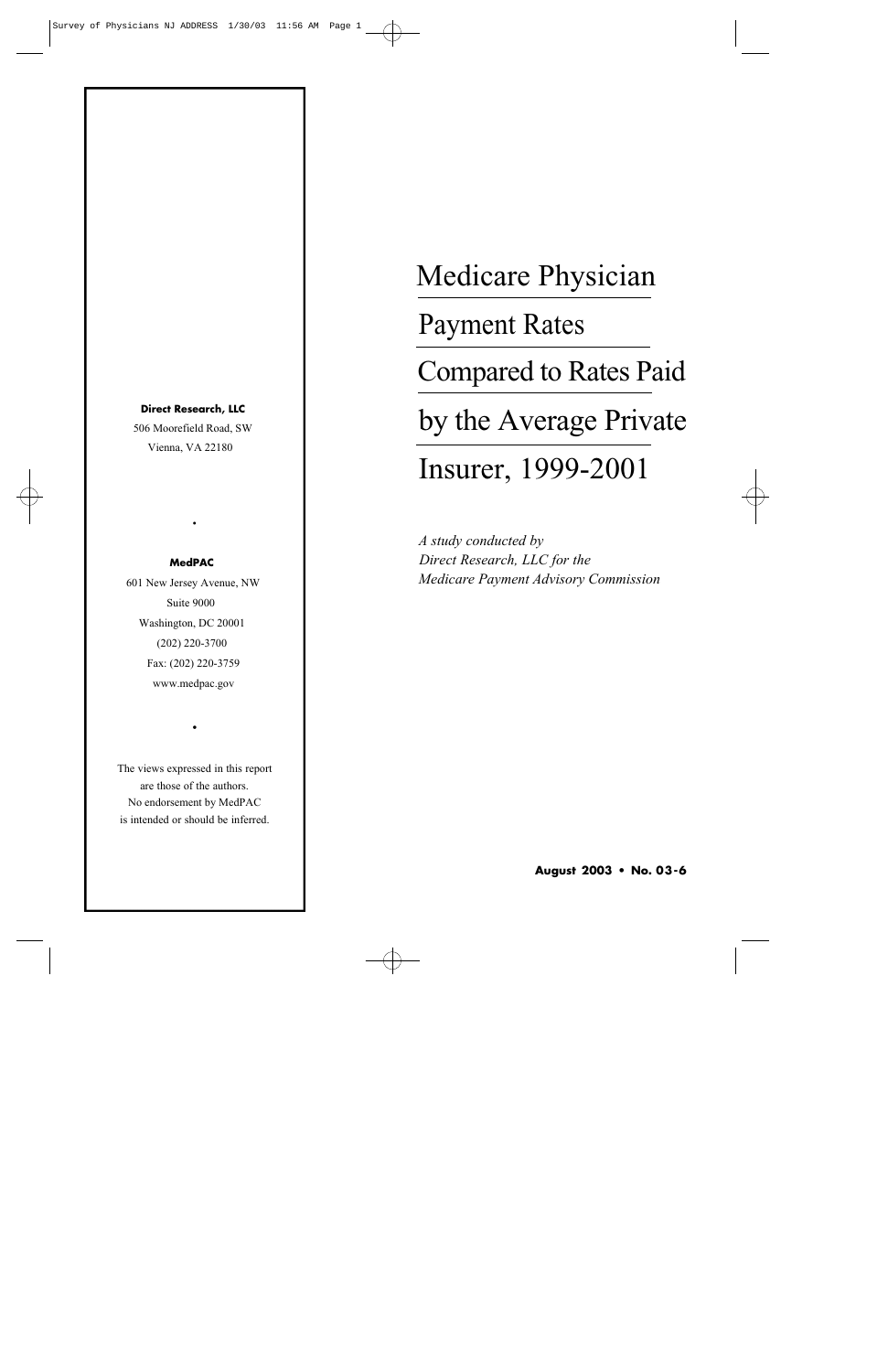# Medicare Physician Payment Rates Compared to Rates Paid by the Average Private Insurer, 1999-2001

*A study conducted by Direct Research, LLC for the Medicare Payment Advisory Commission*

**August 2003 • No. 03-6**

**Direct Research, LLC**
506 Moorefield Road, SW
Vienna, VA 22180

•

**MedPAC**
601 New Jersey Avenue, NW
Suite 9000
Washington, DC 20001
(202) 220-3700
Fax: (202) 220-3759
www.medpac.gov

•

The views expressed in this report are those of the authors. No endorsement by MedPAC is intended or should be inferred.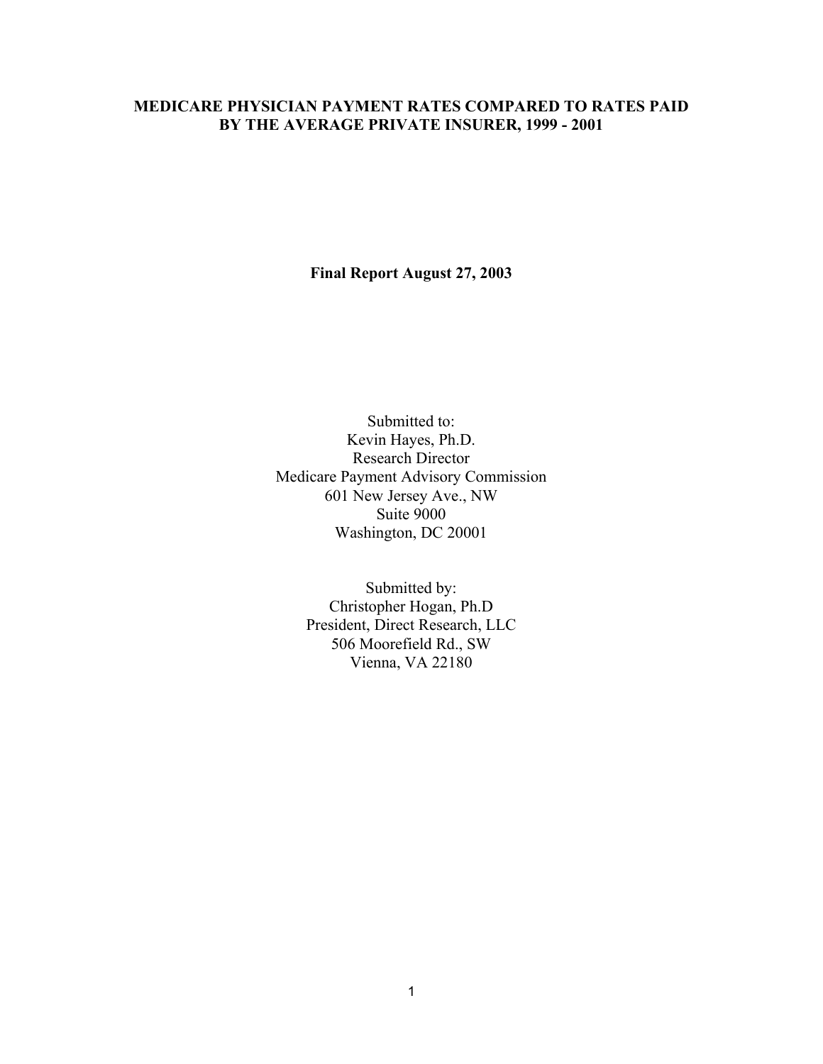# MEDICARE PHYSICIAN PAYMENT RATES COMPARED TO RATES PAID BY THE AVERAGE PRIVATE INSURER, 1999 - 2001

**Final Report August 27, 2003**

Submitted to:
Kevin Hayes, Ph.D.
Research Director
Medicare Payment Advisory Commission
601 New Jersey Ave., NW
Suite 9000
Washington, DC 20001

Submitted by:
Christopher Hogan, Ph.D
President, Direct Research, LLC
506 Moorefield Rd., SW
Vienna, VA 22180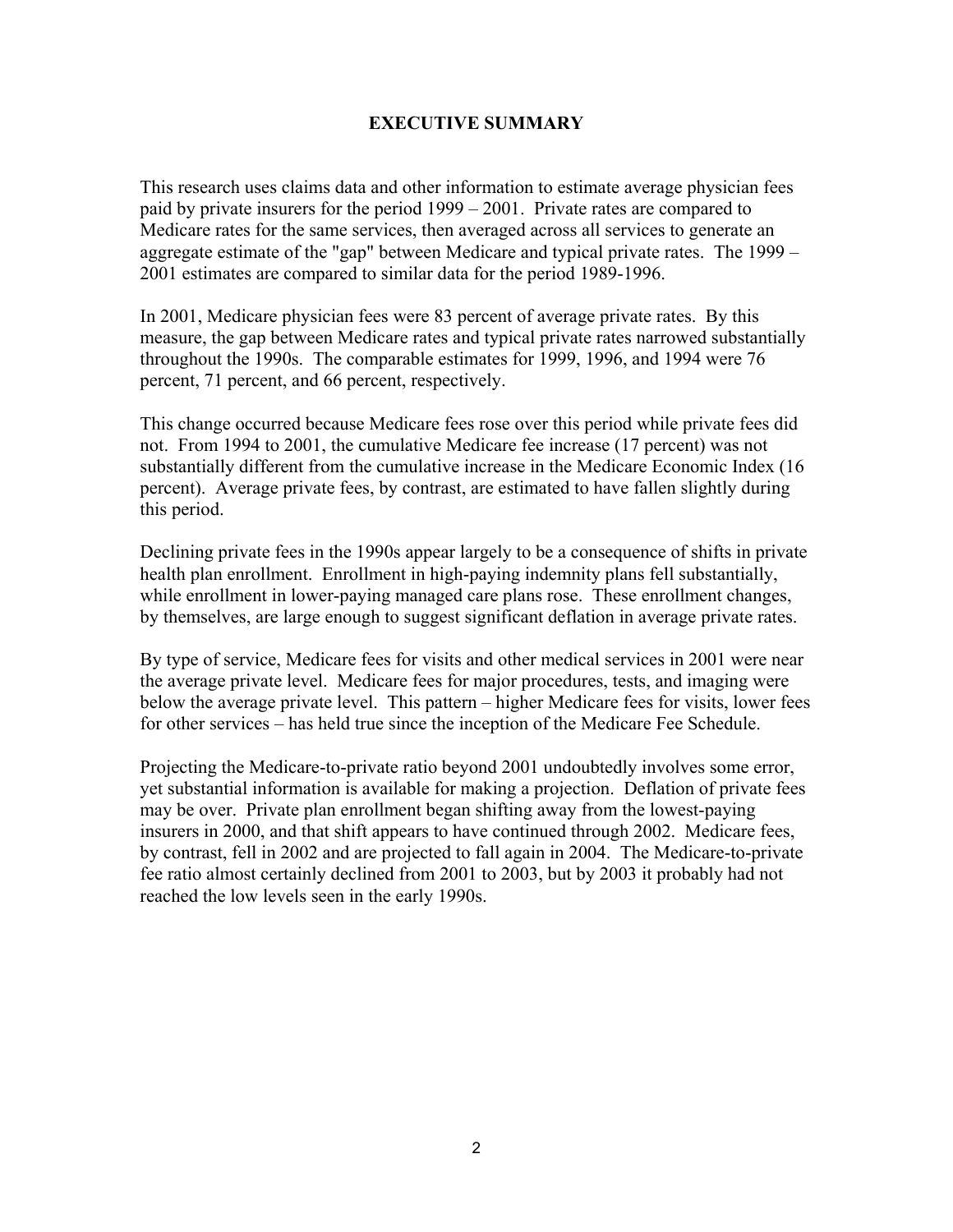## EXECUTIVE SUMMARY

This research uses claims data and other information to estimate average physician fees paid by private insurers for the period 1999 – 2001. Private rates are compared to Medicare rates for the same services, then averaged across all services to generate an aggregate estimate of the "gap" between Medicare and typical private rates. The 1999 – 2001 estimates are compared to similar data for the period 1989-1996.

In 2001, Medicare physician fees were 83 percent of average private rates. By this measure, the gap between Medicare rates and typical private rates narrowed substantially throughout the 1990s. The comparable estimates for 1999, 1996, and 1994 were 76 percent, 71 percent, and 66 percent, respectively.

This change occurred because Medicare fees rose over this period while private fees did not. From 1994 to 2001, the cumulative Medicare fee increase (17 percent) was not substantially different from the cumulative increase in the Medicare Economic Index (16 percent). Average private fees, by contrast, are estimated to have fallen slightly during this period.

Declining private fees in the 1990s appear largely to be a consequence of shifts in private health plan enrollment. Enrollment in high-paying indemnity plans fell substantially, while enrollment in lower-paying managed care plans rose. These enrollment changes, by themselves, are large enough to suggest significant deflation in average private rates.

By type of service, Medicare fees for visits and other medical services in 2001 were near the average private level. Medicare fees for major procedures, tests, and imaging were below the average private level. This pattern – higher Medicare fees for visits, lower fees for other services – has held true since the inception of the Medicare Fee Schedule.

Projecting the Medicare-to-private ratio beyond 2001 undoubtedly involves some error, yet substantial information is available for making a projection. Deflation of private fees may be over. Private plan enrollment began shifting away from the lowest-paying insurers in 2000, and that shift appears to have continued through 2002. Medicare fees, by contrast, fell in 2002 and are projected to fall again in 2004. The Medicare-to-private fee ratio almost certainly declined from 2001 to 2003, but by 2003 it probably had not reached the low levels seen in the early 1990s.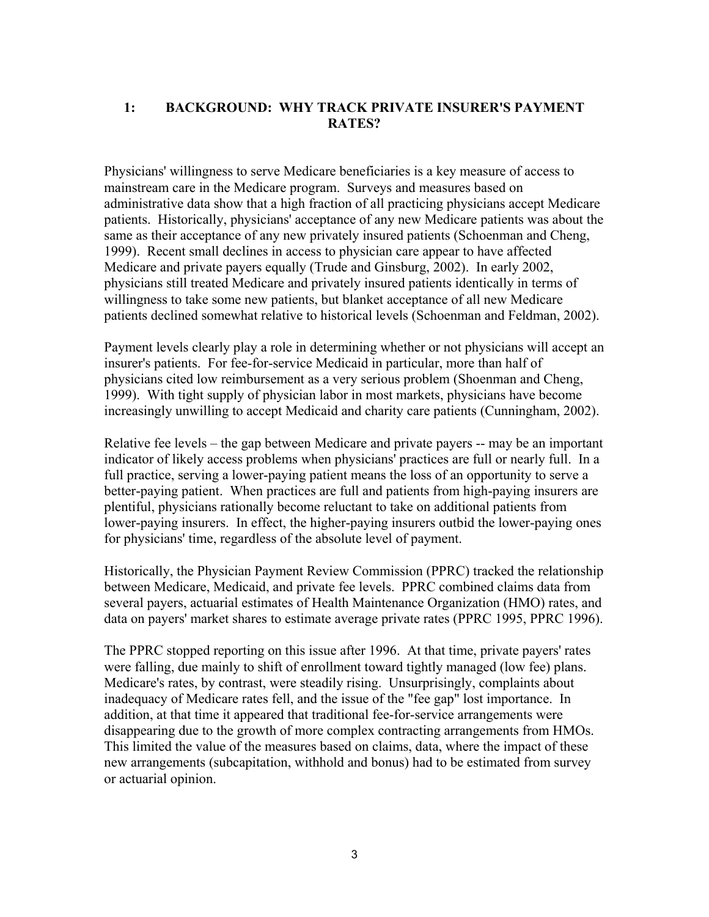## 1: BACKGROUND: WHY TRACK PRIVATE INSURER'S PAYMENT RATES?

Physicians' willingness to serve Medicare beneficiaries is a key measure of access to mainstream care in the Medicare program. Surveys and measures based on administrative data show that a high fraction of all practicing physicians accept Medicare patients. Historically, physicians' acceptance of any new Medicare patients was about the same as their acceptance of any new privately insured patients (Schoenman and Cheng, 1999). Recent small declines in access to physician care appear to have affected Medicare and private payers equally (Trude and Ginsburg, 2002). In early 2002, physicians still treated Medicare and privately insured patients identically in terms of willingness to take some new patients, but blanket acceptance of all new Medicare patients declined somewhat relative to historical levels (Schoenman and Feldman, 2002).

Payment levels clearly play a role in determining whether or not physicians will accept an insurer's patients. For fee-for-service Medicaid in particular, more than half of physicians cited low reimbursement as a very serious problem (Shoenman and Cheng, 1999). With tight supply of physician labor in most markets, physicians have become increasingly unwilling to accept Medicaid and charity care patients (Cunningham, 2002).

Relative fee levels – the gap between Medicare and private payers -- may be an important indicator of likely access problems when physicians' practices are full or nearly full. In a full practice, serving a lower-paying patient means the loss of an opportunity to serve a better-paying patient. When practices are full and patients from high-paying insurers are plentiful, physicians rationally become reluctant to take on additional patients from lower-paying insurers. In effect, the higher-paying insurers outbid the lower-paying ones for physicians' time, regardless of the absolute level of payment.

Historically, the Physician Payment Review Commission (PPRC) tracked the relationship between Medicare, Medicaid, and private fee levels. PPRC combined claims data from several payers, actuarial estimates of Health Maintenance Organization (HMO) rates, and data on payers' market shares to estimate average private rates (PPRC 1995, PPRC 1996).

The PPRC stopped reporting on this issue after 1996. At that time, private payers' rates were falling, due mainly to shift of enrollment toward tightly managed (low fee) plans. Medicare's rates, by contrast, were steadily rising. Unsurprisingly, complaints about inadequacy of Medicare rates fell, and the issue of the "fee gap" lost importance. In addition, at that time it appeared that traditional fee-for-service arrangements were disappearing due to the growth of more complex contracting arrangements from HMOs. This limited the value of the measures based on claims, data, where the impact of these new arrangements (subcapitation, withhold and bonus) had to be estimated from survey or actuarial opinion.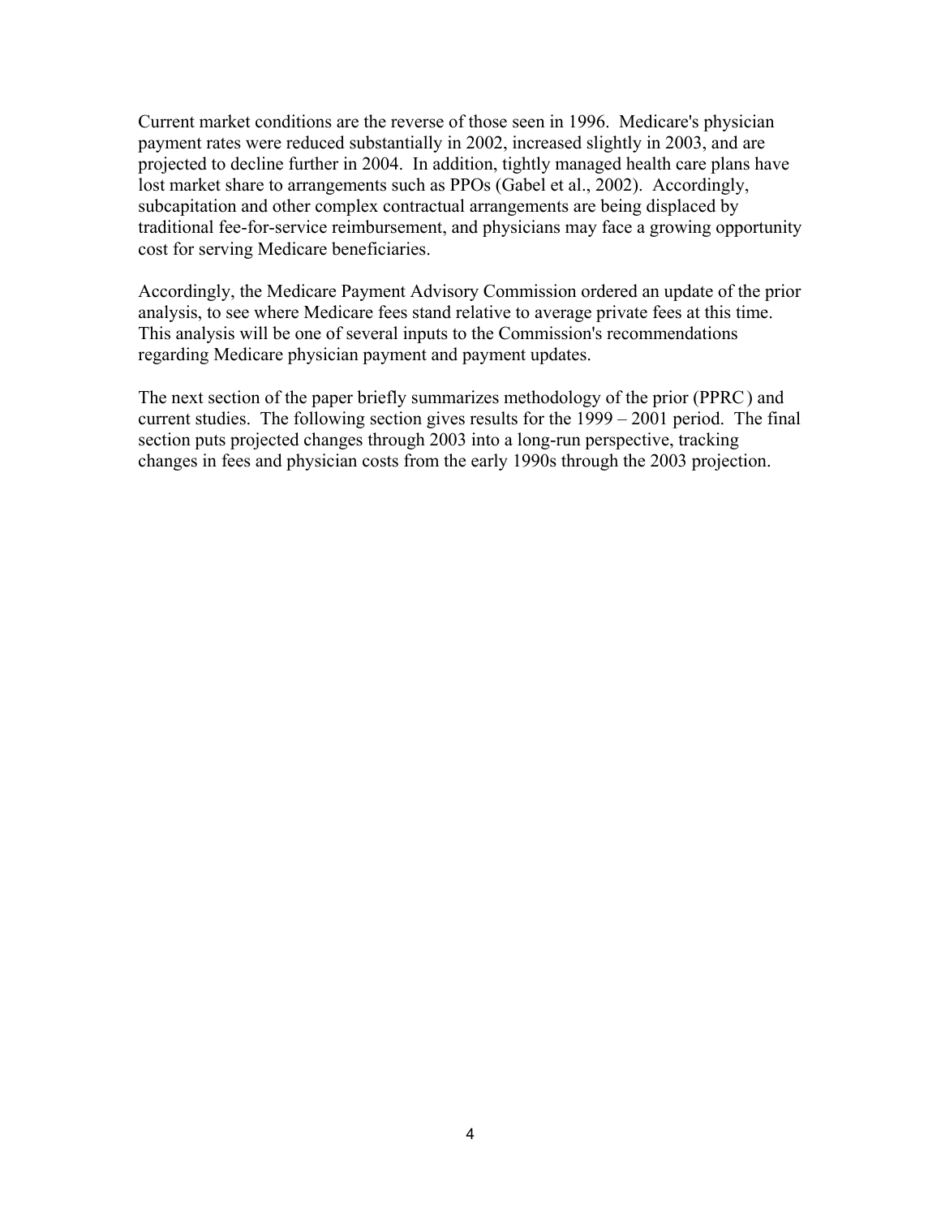Current market conditions are the reverse of those seen in 1996. Medicare's physician payment rates were reduced substantially in 2002, increased slightly in 2003, and are projected to decline further in 2004. In addition, tightly managed health care plans have lost market share to arrangements such as PPOs (Gabel et al., 2002). Accordingly, subcapitation and other complex contractual arrangements are being displaced by traditional fee-for-service reimbursement, and physicians may face a growing opportunity cost for serving Medicare beneficiaries.

Accordingly, the Medicare Payment Advisory Commission ordered an update of the prior analysis, to see where Medicare fees stand relative to average private fees at this time. This analysis will be one of several inputs to the Commission's recommendations regarding Medicare physician payment and payment updates.

The next section of the paper briefly summarizes methodology of the prior (PPRC) and current studies. The following section gives results for the 1999 – 2001 period. The final section puts projected changes through 2003 into a long-run perspective, tracking changes in fees and physician costs from the early 1990s through the 2003 projection.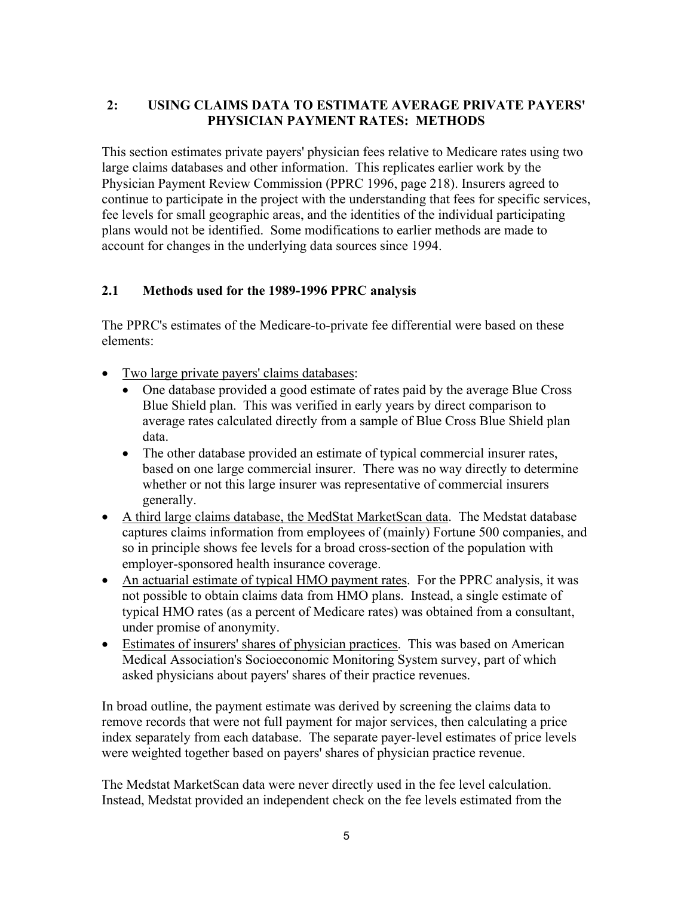## 2: USING CLAIMS DATA TO ESTIMATE AVERAGE PRIVATE PAYERS' PHYSICIAN PAYMENT RATES: METHODS

This section estimates private payers' physician fees relative to Medicare rates using two large claims databases and other information. This replicates earlier work by the Physician Payment Review Commission (PPRC 1996, page 218). Insurers agreed to continue to participate in the project with the understanding that fees for specific services, fee levels for small geographic areas, and the identities of the individual participating plans would not be identified. Some modifications to earlier methods are made to account for changes in the underlying data sources since 1994.

### 2.1 Methods used for the 1989-1996 PPRC analysis

The PPRC's estimates of the Medicare-to-private fee differential were based on these elements:

- Two large private payers' claims databases:
  - One database provided a good estimate of rates paid by the average Blue Cross Blue Shield plan. This was verified in early years by direct comparison to average rates calculated directly from a sample of Blue Cross Blue Shield plan data.
  - The other database provided an estimate of typical commercial insurer rates, based on one large commercial insurer. There was no way directly to determine whether or not this large insurer was representative of commercial insurers generally.
- A third large claims database, the MedStat MarketScan data. The Medstat database captures claims information from employees of (mainly) Fortune 500 companies, and so in principle shows fee levels for a broad cross-section of the population with employer-sponsored health insurance coverage.
- An actuarial estimate of typical HMO payment rates. For the PPRC analysis, it was not possible to obtain claims data from HMO plans. Instead, a single estimate of typical HMO rates (as a percent of Medicare rates) was obtained from a consultant, under promise of anonymity.
- Estimates of insurers' shares of physician practices. This was based on American Medical Association's Socioeconomic Monitoring System survey, part of which asked physicians about payers' shares of their practice revenues.

In broad outline, the payment estimate was derived by screening the claims data to remove records that were not full payment for major services, then calculating a price index separately from each database. The separate payer-level estimates of price levels were weighted together based on payers' shares of physician practice revenue.

The Medstat MarketScan data were never directly used in the fee level calculation. Instead, Medstat provided an independent check on the fee levels estimated from the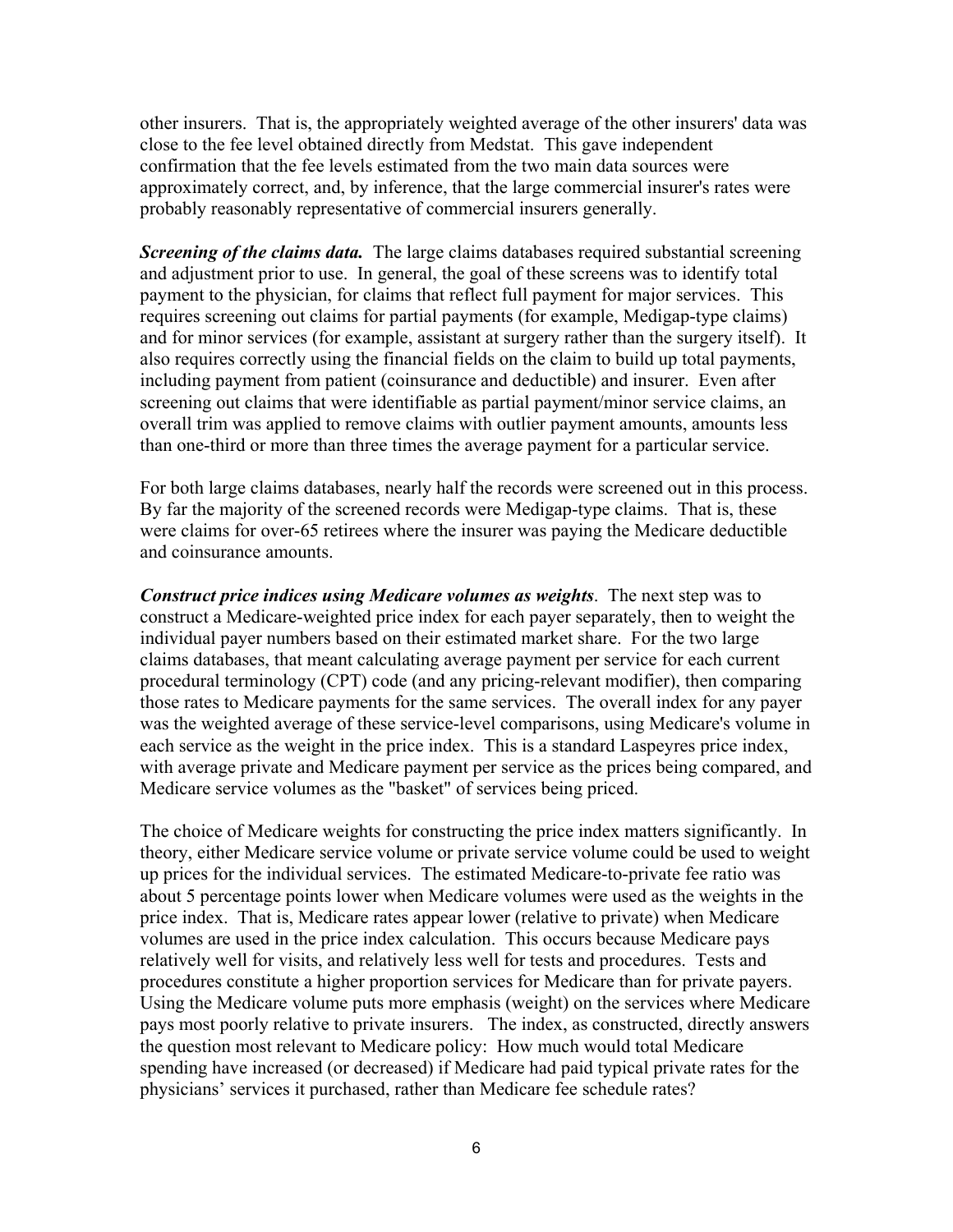other insurers. That is, the appropriately weighted average of the other insurers' data was close to the fee level obtained directly from Medstat. This gave independent confirmation that the fee levels estimated from the two main data sources were approximately correct, and, by inference, that the large commercial insurer's rates were probably reasonably representative of commercial insurers generally.

***Screening of the claims data.*** The large claims databases required substantial screening and adjustment prior to use. In general, the goal of these screens was to identify total payment to the physician, for claims that reflect full payment for major services. This requires screening out claims for partial payments (for example, Medigap-type claims) and for minor services (for example, assistant at surgery rather than the surgery itself). It also requires correctly using the financial fields on the claim to build up total payments, including payment from patient (coinsurance and deductible) and insurer. Even after screening out claims that were identifiable as partial payment/minor service claims, an overall trim was applied to remove claims with outlier payment amounts, amounts less than one-third or more than three times the average payment for a particular service.

For both large claims databases, nearly half the records were screened out in this process. By far the majority of the screened records were Medigap-type claims. That is, these were claims for over-65 retirees where the insurer was paying the Medicare deductible and coinsurance amounts.

***Construct price indices using Medicare volumes as weights***. The next step was to construct a Medicare-weighted price index for each payer separately, then to weight the individual payer numbers based on their estimated market share. For the two large claims databases, that meant calculating average payment per service for each current procedural terminology (CPT) code (and any pricing-relevant modifier), then comparing those rates to Medicare payments for the same services. The overall index for any payer was the weighted average of these service-level comparisons, using Medicare's volume in each service as the weight in the price index. This is a standard Laspeyres price index, with average private and Medicare payment per service as the prices being compared, and Medicare service volumes as the "basket" of services being priced.

The choice of Medicare weights for constructing the price index matters significantly. In theory, either Medicare service volume or private service volume could be used to weight up prices for the individual services. The estimated Medicare-to-private fee ratio was about 5 percentage points lower when Medicare volumes were used as the weights in the price index. That is, Medicare rates appear lower (relative to private) when Medicare volumes are used in the price index calculation. This occurs because Medicare pays relatively well for visits, and relatively less well for tests and procedures. Tests and procedures constitute a higher proportion services for Medicare than for private payers. Using the Medicare volume puts more emphasis (weight) on the services where Medicare pays most poorly relative to private insurers. The index, as constructed, directly answers the question most relevant to Medicare policy: How much would total Medicare spending have increased (or decreased) if Medicare had paid typical private rates for the physicians' services it purchased, rather than Medicare fee schedule rates?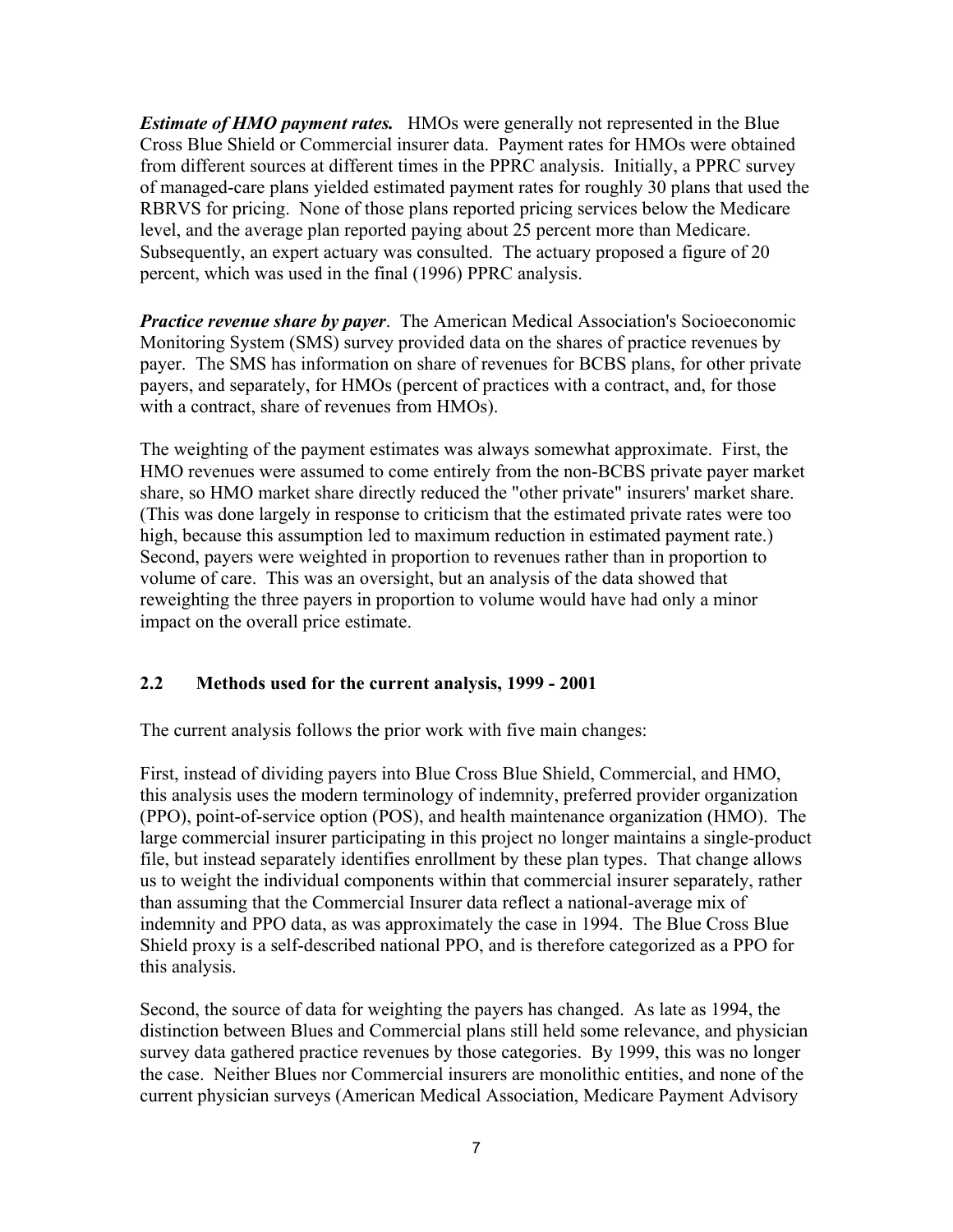***Estimate of HMO payment rates.*** HMOs were generally not represented in the Blue Cross Blue Shield or Commercial insurer data. Payment rates for HMOs were obtained from different sources at different times in the PPRC analysis. Initially, a PPRC survey of managed-care plans yielded estimated payment rates for roughly 30 plans that used the RBRVS for pricing. None of those plans reported pricing services below the Medicare level, and the average plan reported paying about 25 percent more than Medicare. Subsequently, an expert actuary was consulted. The actuary proposed a figure of 20 percent, which was used in the final (1996) PPRC analysis.

***Practice revenue share by payer***. The American Medical Association's Socioeconomic Monitoring System (SMS) survey provided data on the shares of practice revenues by payer. The SMS has information on share of revenues for BCBS plans, for other private payers, and separately, for HMOs (percent of practices with a contract, and, for those with a contract, share of revenues from HMOs).

The weighting of the payment estimates was always somewhat approximate. First, the HMO revenues were assumed to come entirely from the non-BCBS private payer market share, so HMO market share directly reduced the "other private" insurers' market share. (This was done largely in response to criticism that the estimated private rates were too high, because this assumption led to maximum reduction in estimated payment rate.) Second, payers were weighted in proportion to revenues rather than in proportion to volume of care. This was an oversight, but an analysis of the data showed that reweighting the three payers in proportion to volume would have had only a minor impact on the overall price estimate.

## 2.2 Methods used for the current analysis, 1999 - 2001

The current analysis follows the prior work with five main changes:

First, instead of dividing payers into Blue Cross Blue Shield, Commercial, and HMO, this analysis uses the modern terminology of indemnity, preferred provider organization (PPO), point-of-service option (POS), and health maintenance organization (HMO). The large commercial insurer participating in this project no longer maintains a single-product file, but instead separately identifies enrollment by these plan types. That change allows us to weight the individual components within that commercial insurer separately, rather than assuming that the Commercial Insurer data reflect a national-average mix of indemnity and PPO data, as was approximately the case in 1994. The Blue Cross Blue Shield proxy is a self-described national PPO, and is therefore categorized as a PPO for this analysis.

Second, the source of data for weighting the payers has changed. As late as 1994, the distinction between Blues and Commercial plans still held some relevance, and physician survey data gathered practice revenues by those categories. By 1999, this was no longer the case. Neither Blues nor Commercial insurers are monolithic entities, and none of the current physician surveys (American Medical Association, Medicare Payment Advisory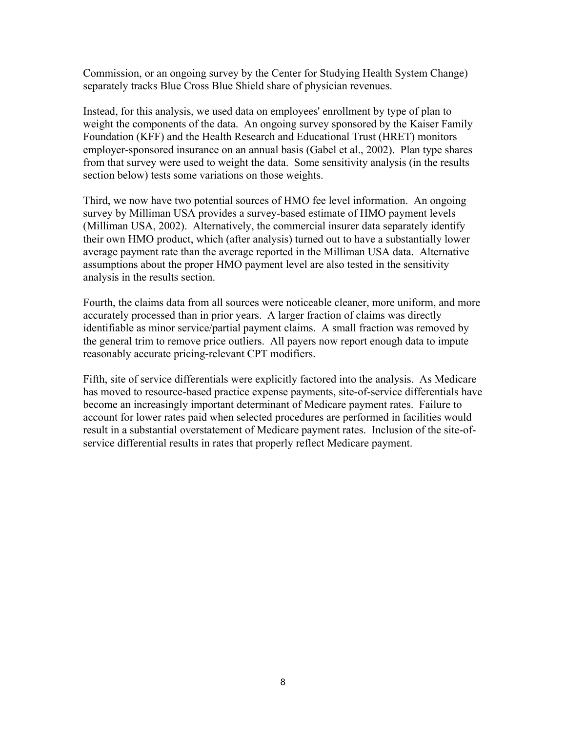Commission, or an ongoing survey by the Center for Studying Health System Change) separately tracks Blue Cross Blue Shield share of physician revenues.

Instead, for this analysis, we used data on employees' enrollment by type of plan to weight the components of the data. An ongoing survey sponsored by the Kaiser Family Foundation (KFF) and the Health Research and Educational Trust (HRET) monitors employer-sponsored insurance on an annual basis (Gabel et al., 2002). Plan type shares from that survey were used to weight the data. Some sensitivity analysis (in the results section below) tests some variations on those weights.

Third, we now have two potential sources of HMO fee level information. An ongoing survey by Milliman USA provides a survey-based estimate of HMO payment levels (Milliman USA, 2002). Alternatively, the commercial insurer data separately identify their own HMO product, which (after analysis) turned out to have a substantially lower average payment rate than the average reported in the Milliman USA data. Alternative assumptions about the proper HMO payment level are also tested in the sensitivity analysis in the results section.

Fourth, the claims data from all sources were noticeable cleaner, more uniform, and more accurately processed than in prior years. A larger fraction of claims was directly identifiable as minor service/partial payment claims. A small fraction was removed by the general trim to remove price outliers. All payers now report enough data to impute reasonably accurate pricing-relevant CPT modifiers.

Fifth, site of service differentials were explicitly factored into the analysis. As Medicare has moved to resource-based practice expense payments, site-of-service differentials have become an increasingly important determinant of Medicare payment rates. Failure to account for lower rates paid when selected procedures are performed in facilities would result in a substantial overstatement of Medicare payment rates. Inclusion of the site-of-service differential results in rates that properly reflect Medicare payment.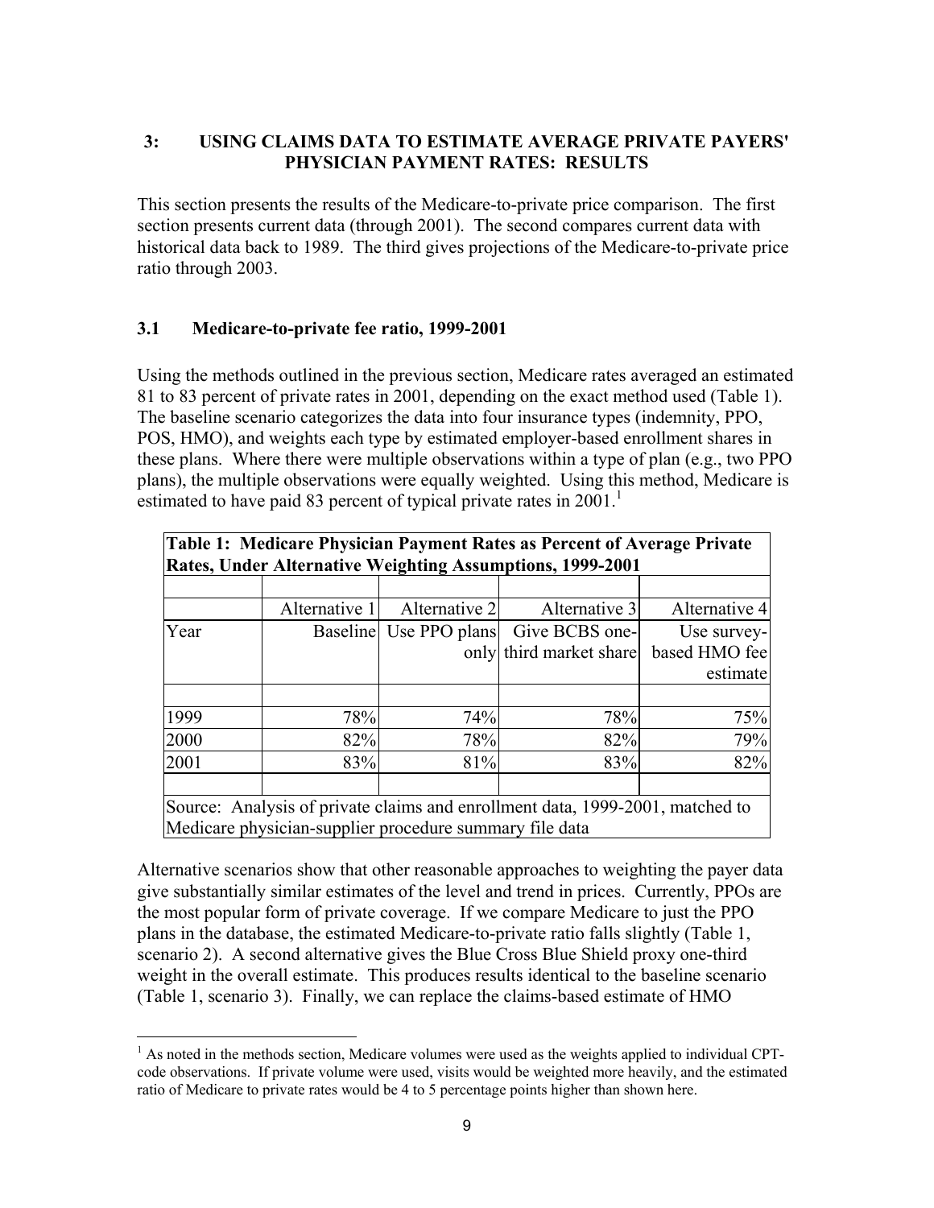## 3: USING CLAIMS DATA TO ESTIMATE AVERAGE PRIVATE PAYERS' PHYSICIAN PAYMENT RATES: RESULTS

This section presents the results of the Medicare-to-private price comparison. The first section presents current data (through 2001). The second compares current data with historical data back to 1989. The third gives projections of the Medicare-to-private price ratio through 2003.

### 3.1 Medicare-to-private fee ratio, 1999-2001

Using the methods outlined in the previous section, Medicare rates averaged an estimated 81 to 83 percent of private rates in 2001, depending on the exact method used (Table 1). The baseline scenario categorizes the data into four insurance types (indemnity, PPO, POS, HMO), and weights each type by estimated employer-based enrollment shares in these plans. Where there were multiple observations within a type of plan (e.g., two PPO plans), the multiple observations were equally weighted. Using this method, Medicare is estimated to have paid 83 percent of typical private rates in 2001.[1]

**Table 1: Medicare Physician Payment Rates as Percent of Average Private Rates, Under Alternative Weighting Assumptions, 1999-2001**

| | Alternative 1 | Alternative 2 | Alternative 3 | Alternative 4 |
|---|---|---|---|---|
| Year | Baseline | Use PPO plans only | Give BCBS one-third market share | Use survey-based HMO fee estimate |
| 1999 | 78% | 74% | 78% | 75% |
| 2000 | 82% | 78% | 82% | 79% |
| 2001 | 83% | 81% | 83% | 82% |

Source: Analysis of private claims and enrollment data, 1999-2001, matched to Medicare physician-supplier procedure summary file data

Alternative scenarios show that other reasonable approaches to weighting the payer data give substantially similar estimates of the level and trend in prices. Currently, PPOs are the most popular form of private coverage. If we compare Medicare to just the PPO plans in the database, the estimated Medicare-to-private ratio falls slightly (Table 1, scenario 2). A second alternative gives the Blue Cross Blue Shield proxy one-third weight in the overall estimate. This produces results identical to the baseline scenario (Table 1, scenario 3). Finally, we can replace the claims-based estimate of HMO

[1] As noted in the methods section, Medicare volumes were used as the weights applied to individual CPT-code observations. If private volume were used, visits would be weighted more heavily, and the estimated ratio of Medicare to private rates would be 4 to 5 percentage points higher than shown here.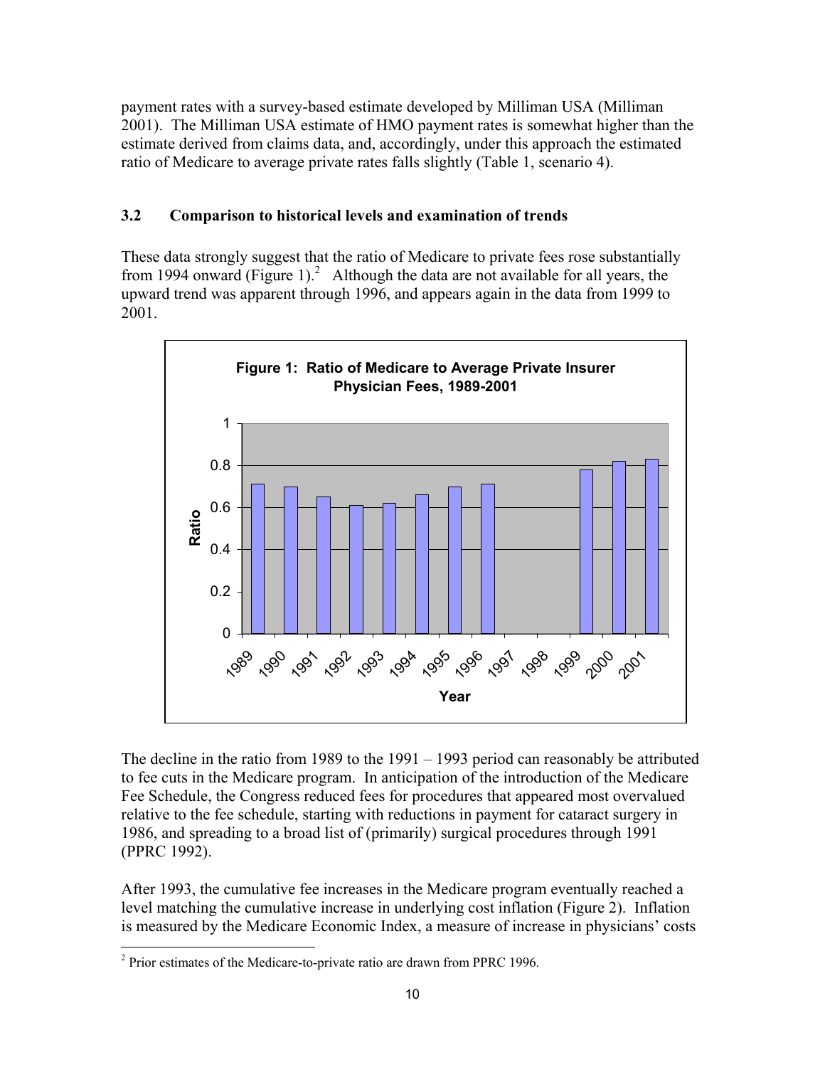payment rates with a survey-based estimate developed by Milliman USA (Milliman 2001). The Milliman USA estimate of HMO payment rates is somewhat higher than the estimate derived from claims data, and, accordingly, under this approach the estimated ratio of Medicare to average private rates falls slightly (Table 1, scenario 4).

### 3.2 Comparison to historical levels and examination of trends

These data strongly suggest that the ratio of Medicare to private fees rose substantially from 1994 onward (Figure 1).[2] Although the data are not available for all years, the upward trend was apparent through 1996, and appears again in the data from 1999 to 2001.

**Figure 1: Ratio of Medicare to Average Private Insurer Physician Fees, 1989-2001**

The decline in the ratio from 1989 to the 1991 – 1993 period can reasonably be attributed to fee cuts in the Medicare program. In anticipation of the introduction of the Medicare Fee Schedule, the Congress reduced fees for procedures that appeared most overvalued relative to the fee schedule, starting with reductions in payment for cataract surgery in 1986, and spreading to a broad list of (primarily) surgical procedures through 1991 (PPRC 1992).

After 1993, the cumulative fee increases in the Medicare program eventually reached a level matching the cumulative increase in underlying cost inflation (Figure 2). Inflation is measured by the Medicare Economic Index, a measure of increase in physicians' costs

[2] Prior estimates of the Medicare-to-private ratio are drawn from PPRC 1996.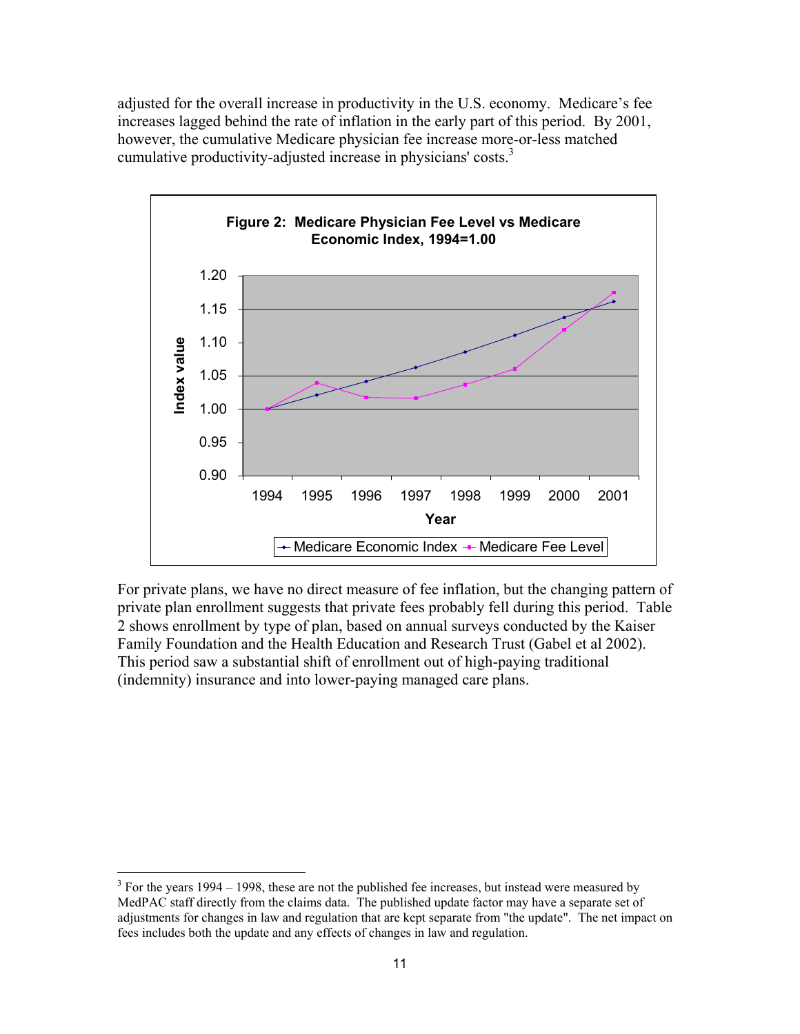adjusted for the overall increase in productivity in the U.S. economy. Medicare's fee increases lagged behind the rate of inflation in the early part of this period. By 2001, however, the cumulative Medicare physician fee increase more-or-less matched cumulative productivity-adjusted increase in physicians' costs.[3]

**Figure 2: Medicare Physician Fee Level vs Medicare Economic Index, 1994=1.00**

For private plans, we have no direct measure of fee inflation, but the changing pattern of private plan enrollment suggests that private fees probably fell during this period. Table 2 shows enrollment by type of plan, based on annual surveys conducted by the Kaiser Family Foundation and the Health Education and Research Trust (Gabel et al 2002). This period saw a substantial shift of enrollment out of high-paying traditional (indemnity) insurance and into lower-paying managed care plans.

---

[3] For the years 1994 – 1998, these are not the published fee increases, but instead were measured by MedPAC staff directly from the claims data. The published update factor may have a separate set of adjustments for changes in law and regulation that are kept separate from "the update". The net impact on fees includes both the update and any effects of changes in law and regulation.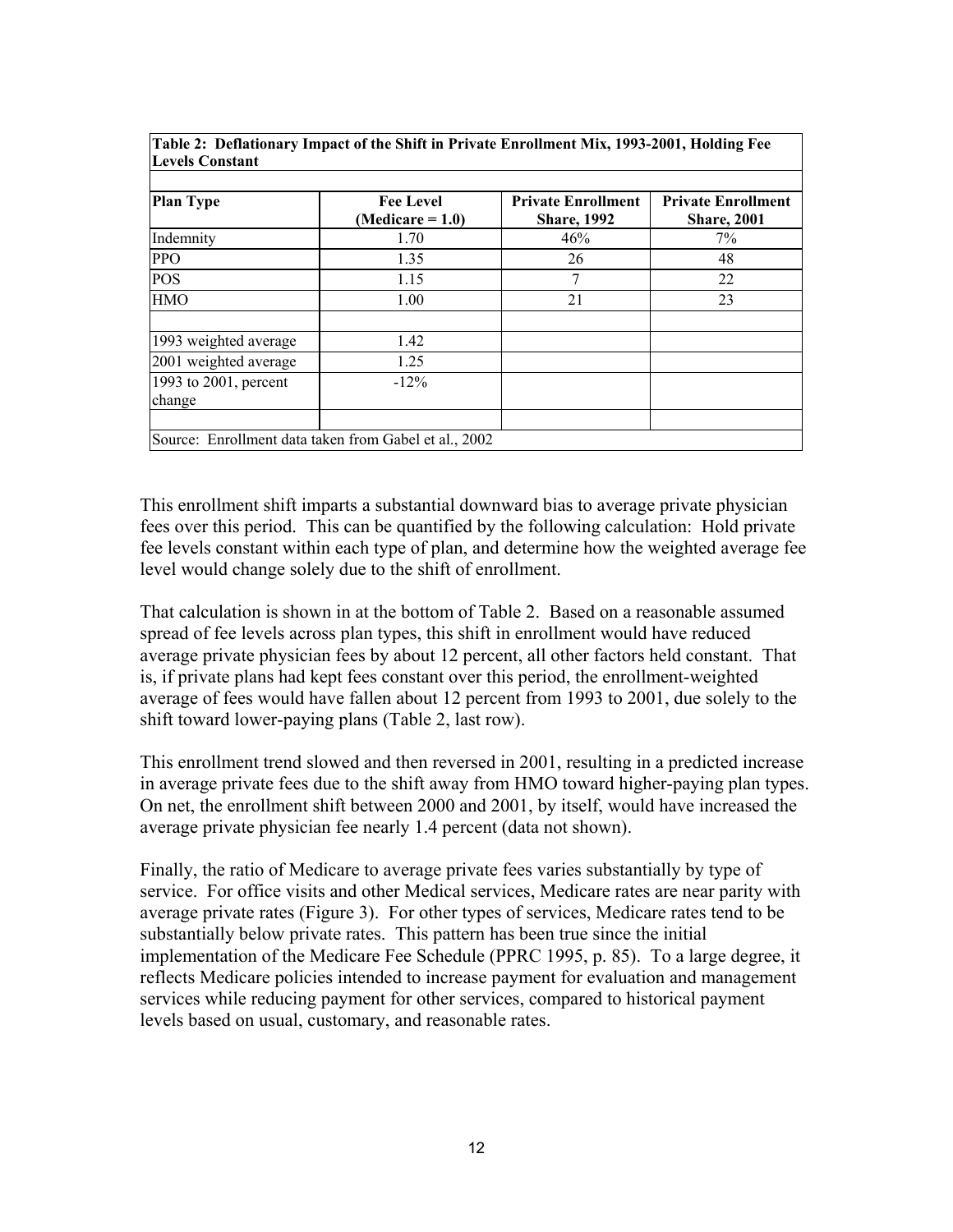| Table 2: Deflationary Impact of the Shift in Private Enrollment Mix, 1993-2001, Holding Fee Levels Constant | | | |
|---|---|---|---|
| **Plan Type** | **Fee Level (Medicare = 1.0)** | **Private Enrollment Share, 1992** | **Private Enrollment Share, 2001** |
| Indemnity | 1.70 | 46% | 7% |
| PPO | 1.35 | 26 | 48 |
| POS | 1.15 | 7 | 22 |
| HMO | 1.00 | 21 | 23 |
| | | | |
| 1993 weighted average | 1.42 | | |
| 2001 weighted average | 1.25 | | |
| 1993 to 2001, percent change | -12% | | |
| | | | |
| Source: Enrollment data taken from Gabel et al., 2002 | | | |

This enrollment shift imparts a substantial downward bias to average private physician fees over this period. This can be quantified by the following calculation: Hold private fee levels constant within each type of plan, and determine how the weighted average fee level would change solely due to the shift of enrollment.

That calculation is shown in at the bottom of Table 2. Based on a reasonable assumed spread of fee levels across plan types, this shift in enrollment would have reduced average private physician fees by about 12 percent, all other factors held constant. That is, if private plans had kept fees constant over this period, the enrollment-weighted average of fees would have fallen about 12 percent from 1993 to 2001, due solely to the shift toward lower-paying plans (Table 2, last row).

This enrollment trend slowed and then reversed in 2001, resulting in a predicted increase in average private fees due to the shift away from HMO toward higher-paying plan types. On net, the enrollment shift between 2000 and 2001, by itself, would have increased the average private physician fee nearly 1.4 percent (data not shown).

Finally, the ratio of Medicare to average private fees varies substantially by type of service. For office visits and other Medical services, Medicare rates are near parity with average private rates (Figure 3). For other types of services, Medicare rates tend to be substantially below private rates. This pattern has been true since the initial implementation of the Medicare Fee Schedule (PPRC 1995, p. 85). To a large degree, it reflects Medicare policies intended to increase payment for evaluation and management services while reducing payment for other services, compared to historical payment levels based on usual, customary, and reasonable rates.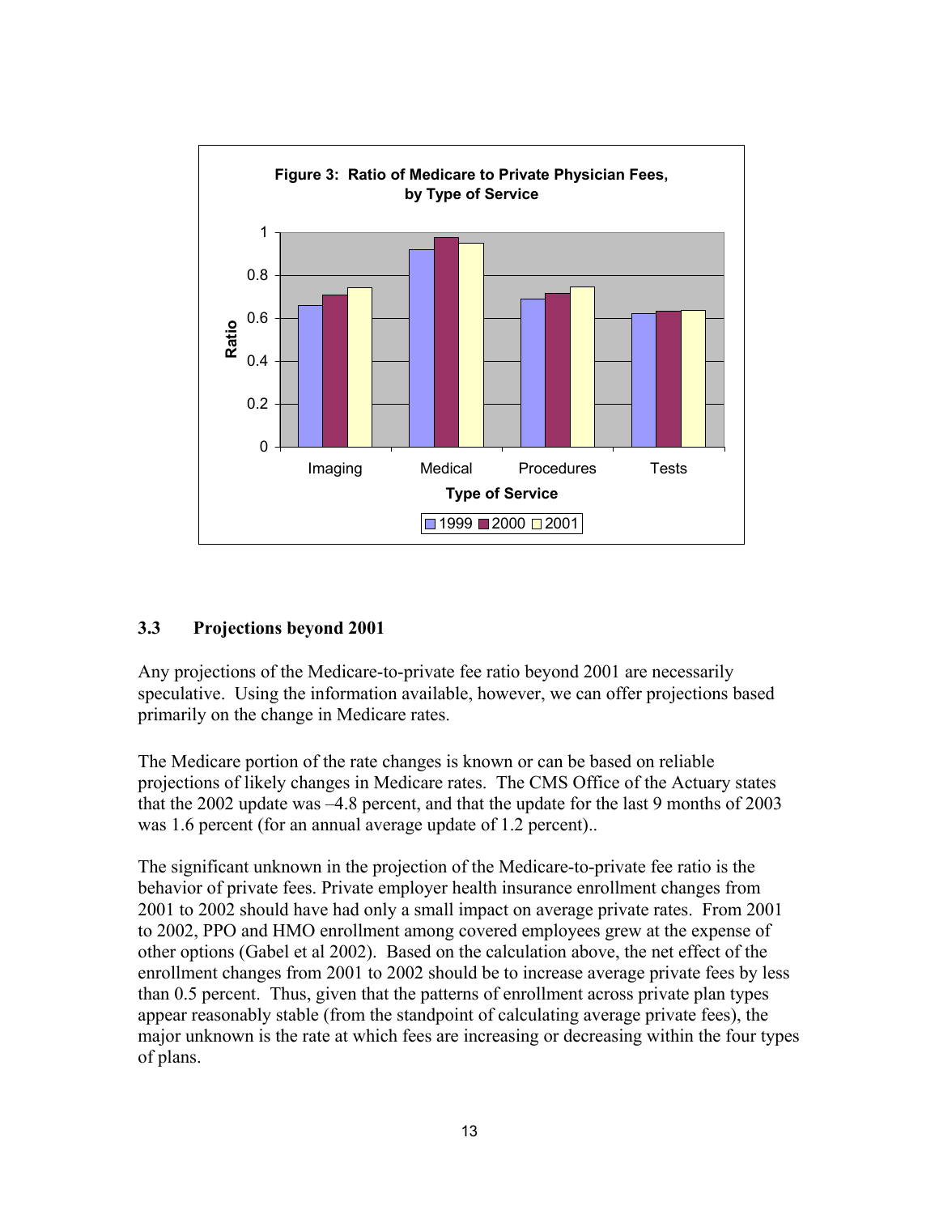**Figure 3: Ratio of Medicare to Private Physician Fees, by Type of Service**

### 3.3 Projections beyond 2001

Any projections of the Medicare-to-private fee ratio beyond 2001 are necessarily speculative. Using the information available, however, we can offer projections based primarily on the change in Medicare rates.

The Medicare portion of the rate changes is known or can be based on reliable projections of likely changes in Medicare rates. The CMS Office of the Actuary states that the 2002 update was –4.8 percent, and that the update for the last 9 months of 2003 was 1.6 percent (for an annual average update of 1.2 percent)..

The significant unknown in the projection of the Medicare-to-private fee ratio is the behavior of private fees. Private employer health insurance enrollment changes from 2001 to 2002 should have had only a small impact on average private rates. From 2001 to 2002, PPO and HMO enrollment among covered employees grew at the expense of other options (Gabel et al 2002). Based on the calculation above, the net effect of the enrollment changes from 2001 to 2002 should be to increase average private fees by less than 0.5 percent. Thus, given that the patterns of enrollment across private plan types appear reasonably stable (from the standpoint of calculating average private fees), the major unknown is the rate at which fees are increasing or decreasing within the four types of plans.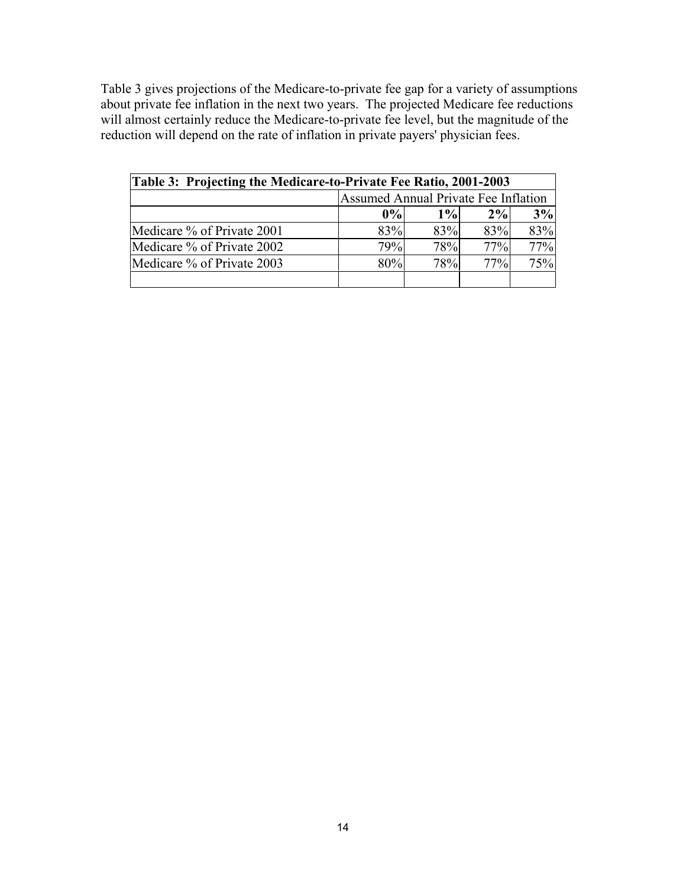Table 3 gives projections of the Medicare-to-private fee gap for a variety of assumptions about private fee inflation in the next two years. The projected Medicare fee reductions will almost certainly reduce the Medicare-to-private fee level, but the magnitude of the reduction will depend on the rate of inflation in private payers' physician fees.

**Table 3: Projecting the Medicare-to-Private Fee Ratio, 2001-2003**

| | Assumed Annual Private Fee Inflation | | | |
|---|---|---|---|---|
| | **0%** | **1%** | **2%** | **3%** |
| Medicare % of Private 2001 | 83% | 83% | 83% | 83% |
| Medicare % of Private 2002 | 79% | 78% | 77% | 77% |
| Medicare % of Private 2003 | 80% | 78% | 77% | 75% |
| | | | | |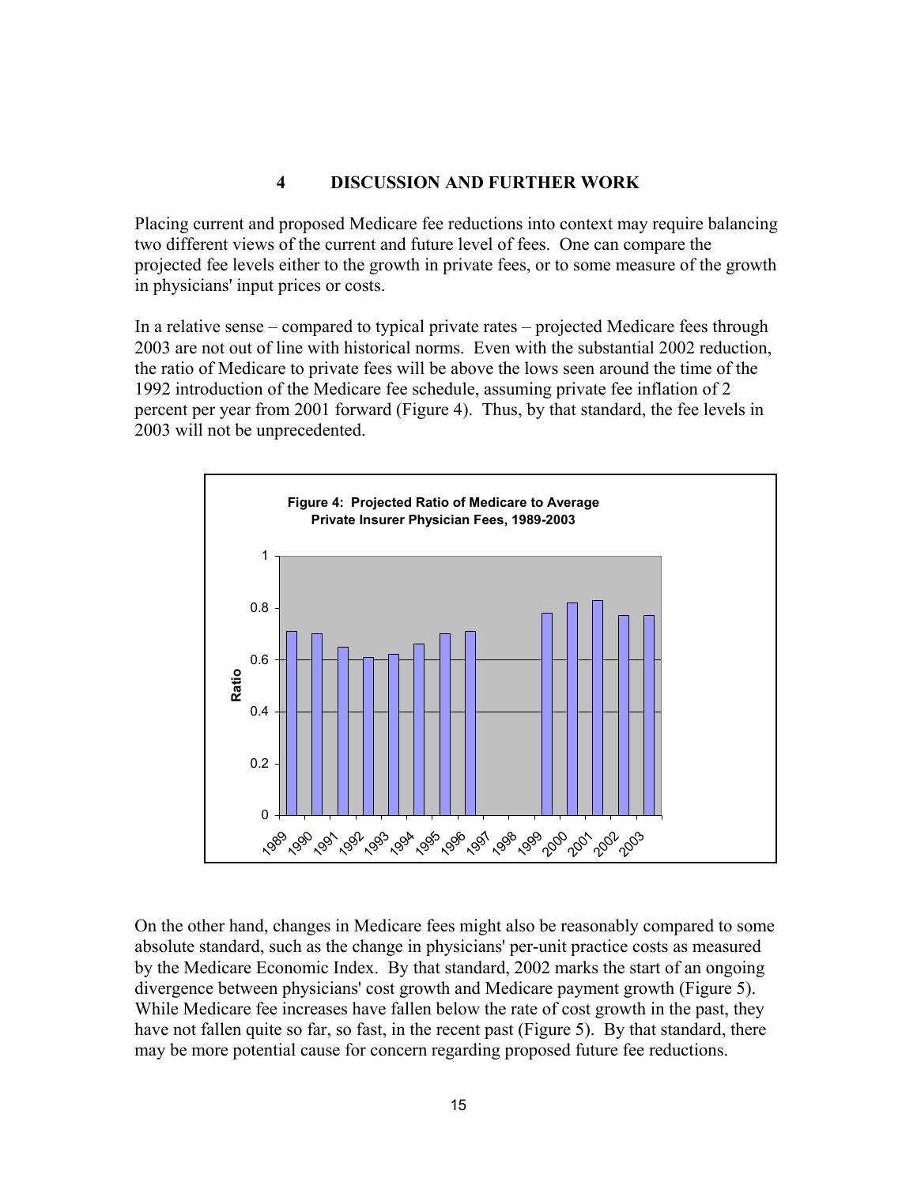## 4 DISCUSSION AND FURTHER WORK

Placing current and proposed Medicare fee reductions into context may require balancing two different views of the current and future level of fees. One can compare the projected fee levels either to the growth in private fees, or to some measure of the growth in physicians' input prices or costs.

In a relative sense – compared to typical private rates – projected Medicare fees through 2003 are not out of line with historical norms. Even with the substantial 2002 reduction, the ratio of Medicare to private fees will be above the lows seen around the time of the 1992 introduction of the Medicare fee schedule, assuming private fee inflation of 2 percent per year from 2001 forward (Figure 4). Thus, by that standard, the fee levels in 2003 will not be unprecedented.

**Figure 4: Projected Ratio of Medicare to Average Private Insurer Physician Fees, 1989-2003**

On the other hand, changes in Medicare fees might also be reasonably compared to some absolute standard, such as the change in physicians' per-unit practice costs as measured by the Medicare Economic Index. By that standard, 2002 marks the start of an ongoing divergence between physicians' cost growth and Medicare payment growth (Figure 5). While Medicare fee increases have fallen below the rate of cost growth in the past, they have not fallen quite so far, so fast, in the recent past (Figure 5). By that standard, there may be more potential cause for concern regarding proposed future fee reductions.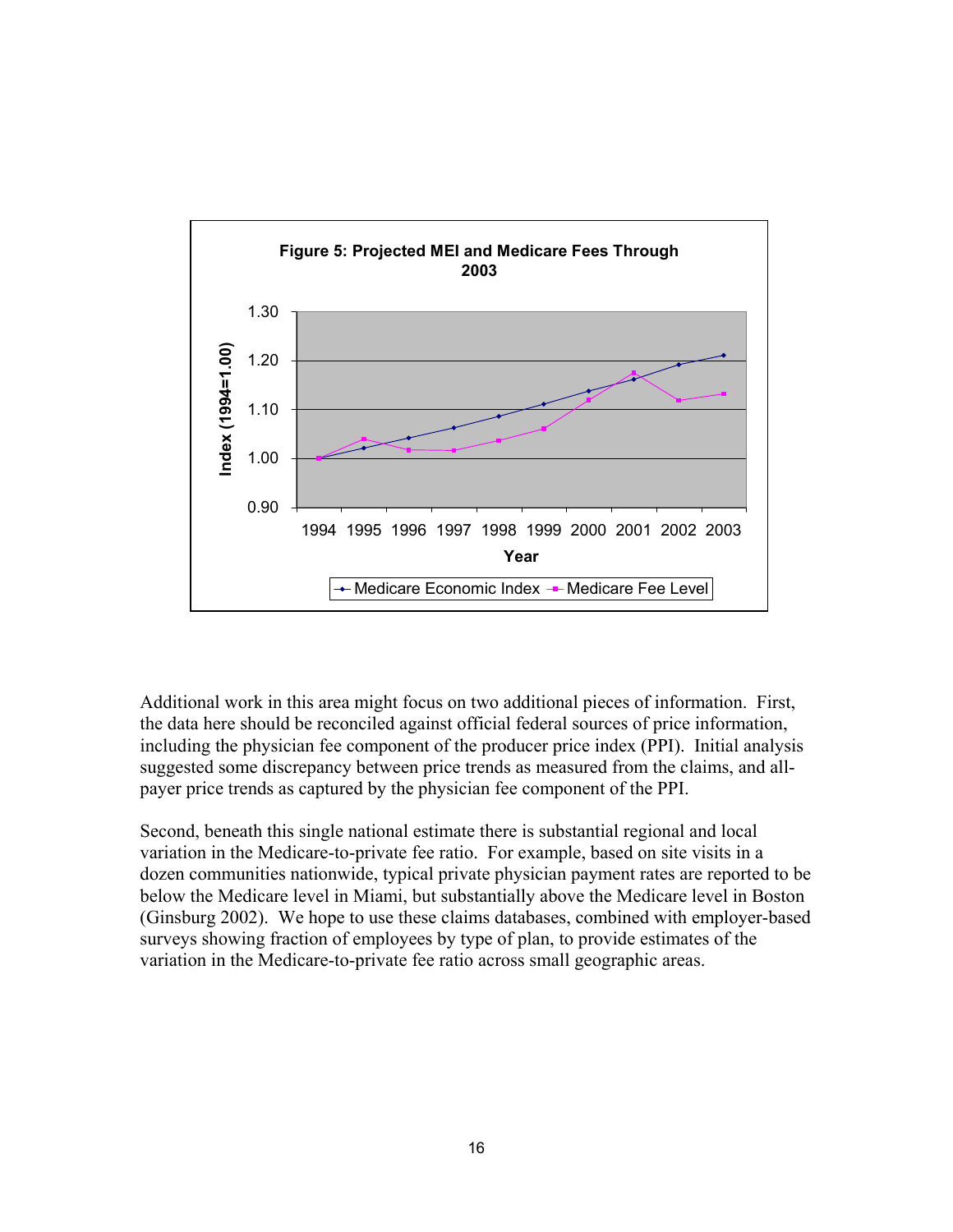**Figure 5: Projected MEI and Medicare Fees Through 2003**

Additional work in this area might focus on two additional pieces of information. First, the data here should be reconciled against official federal sources of price information, including the physician fee component of the producer price index (PPI). Initial analysis suggested some discrepancy between price trends as measured from the claims, and all-payer price trends as captured by the physician fee component of the PPI.

Second, beneath this single national estimate there is substantial regional and local variation in the Medicare-to-private fee ratio. For example, based on site visits in a dozen communities nationwide, typical private physician payment rates are reported to be below the Medicare level in Miami, but substantially above the Medicare level in Boston (Ginsburg 2002). We hope to use these claims databases, combined with employer-based surveys showing fraction of employees by type of plan, to provide estimates of the variation in the Medicare-to-private fee ratio across small geographic areas.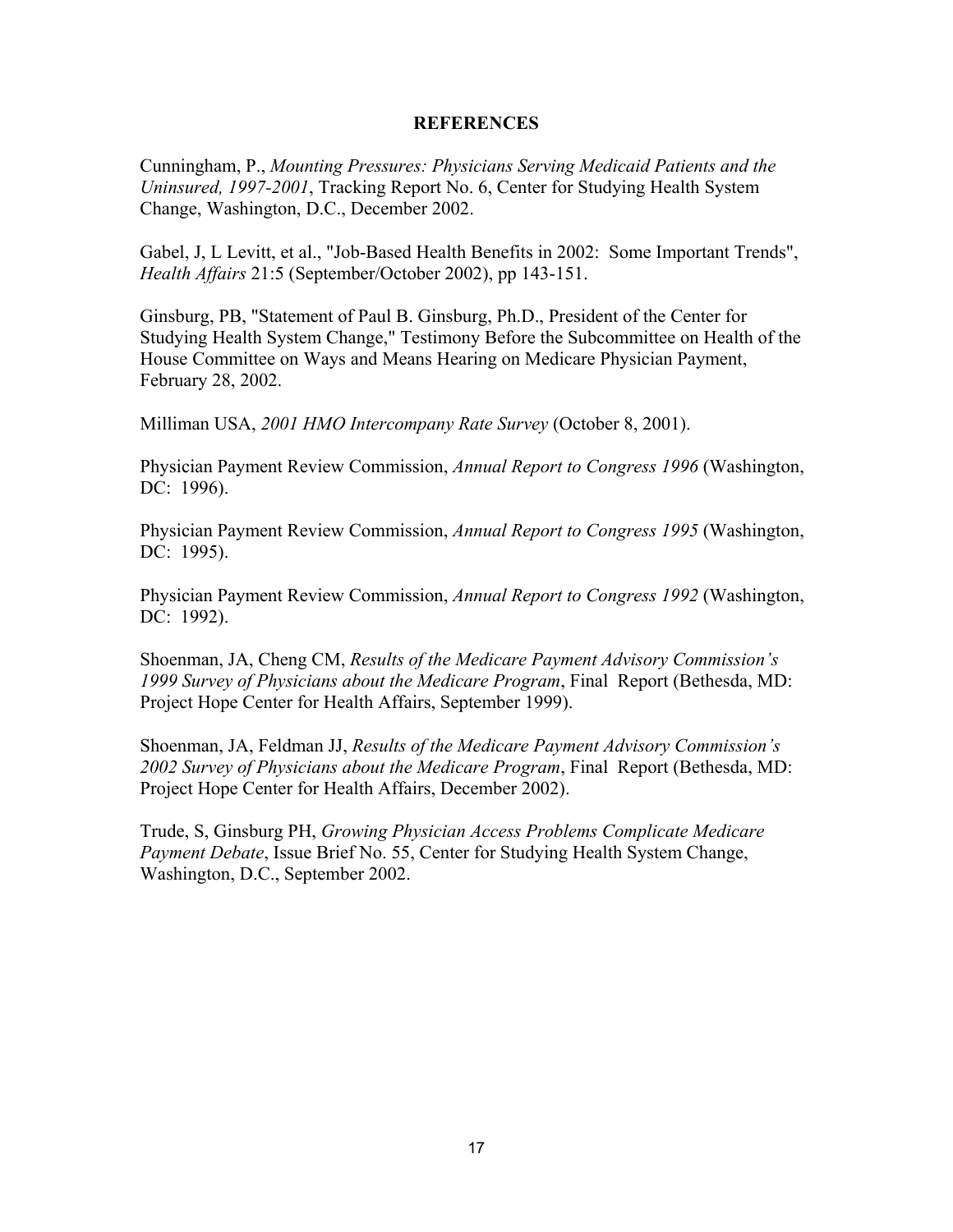## REFERENCES

Cunningham, P., *Mounting Pressures: Physicians Serving Medicaid Patients and the Uninsured, 1997-2001*, Tracking Report No. 6, Center for Studying Health System Change, Washington, D.C., December 2002.

Gabel, J, L Levitt, et al., "Job-Based Health Benefits in 2002: Some Important Trends", *Health Affairs* 21:5 (September/October 2002), pp 143-151.

Ginsburg, PB, "Statement of Paul B. Ginsburg, Ph.D., President of the Center for Studying Health System Change," Testimony Before the Subcommittee on Health of the House Committee on Ways and Means Hearing on Medicare Physician Payment, February 28, 2002.

Milliman USA, *2001 HMO Intercompany Rate Survey* (October 8, 2001).

Physician Payment Review Commission, *Annual Report to Congress 1996* (Washington, DC: 1996).

Physician Payment Review Commission, *Annual Report to Congress 1995* (Washington, DC: 1995).

Physician Payment Review Commission, *Annual Report to Congress 1992* (Washington, DC: 1992).

Shoenman, JA, Cheng CM, *Results of the Medicare Payment Advisory Commission's 1999 Survey of Physicians about the Medicare Program*, Final Report (Bethesda, MD: Project Hope Center for Health Affairs, September 1999).

Shoenman, JA, Feldman JJ, *Results of the Medicare Payment Advisory Commission's 2002 Survey of Physicians about the Medicare Program*, Final Report (Bethesda, MD: Project Hope Center for Health Affairs, December 2002).

Trude, S, Ginsburg PH, *Growing Physician Access Problems Complicate Medicare Payment Debate*, Issue Brief No. 55, Center for Studying Health System Change, Washington, D.C., September 2002.